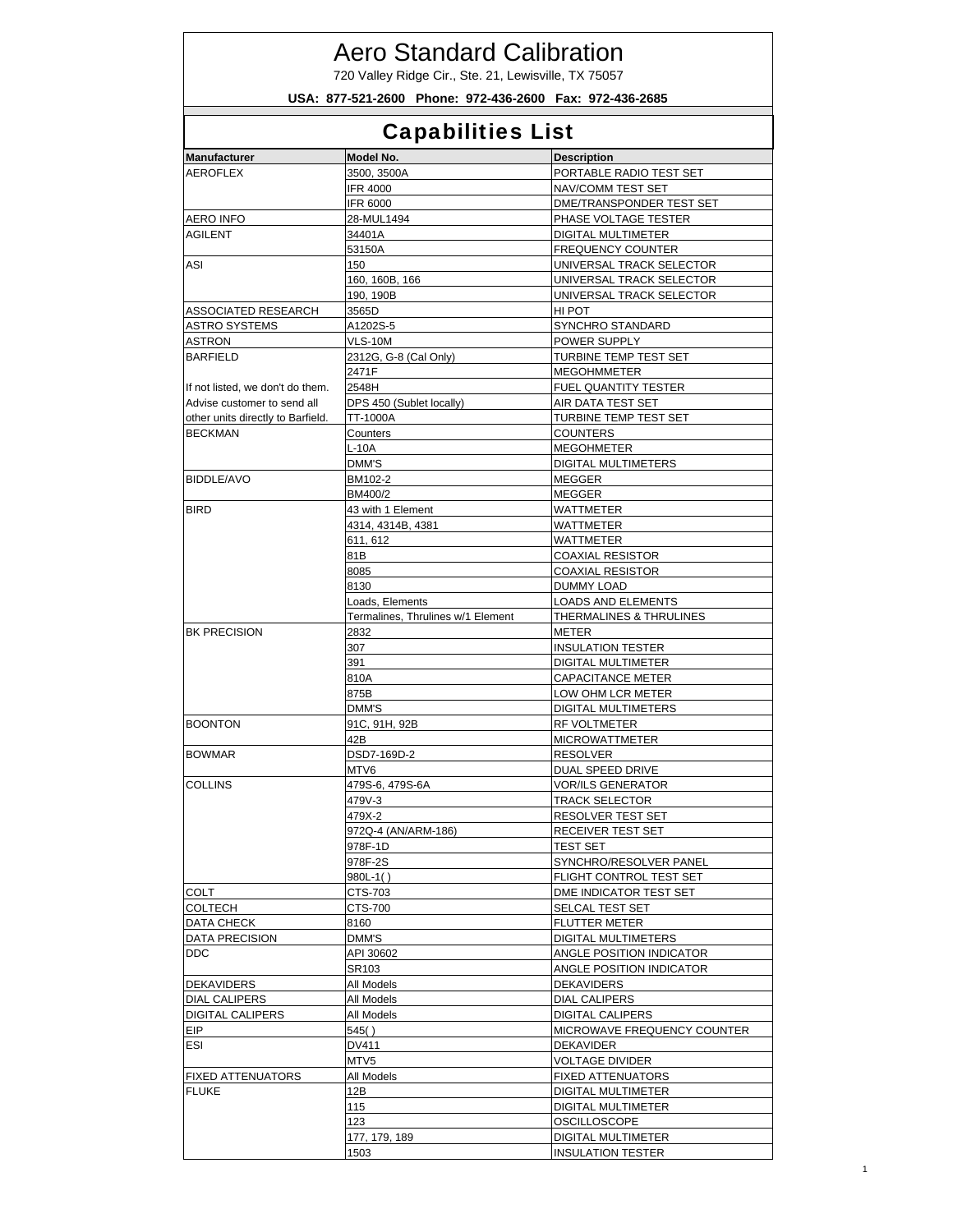# Aero Standard Calibration

720 Valley Ridge Cir., Ste. 21, Lewisville, TX 75057

**USA: 877-521-2600 Phone: 972-436-2600 Fax: 972-436-2685**

## Capabilities List

| Manufacturer | Model No. | Description |
|---|---|---|
| AEROFLEX | 3500, 3500A | PORTABLE RADIO TEST SET |
| | IFR 4000 | NAV/COMM TEST SET |
| | IFR 6000 | DME/TRANSPONDER TEST SET |
| AERO INFO | 28-MUL1494 | PHASE VOLTAGE TESTER |
| AGILENT | 34401A | DIGITAL MULTIMETER |
| | 53150A | FREQUENCY COUNTER |
| ASI | 150 | UNIVERSAL TRACK SELECTOR |
| | 160, 160B, 166 | UNIVERSAL TRACK SELECTOR |
| | 190, 190B | UNIVERSAL TRACK SELECTOR |
| ASSOCIATED RESEARCH | 3565D | HI POT |
| ASTRO SYSTEMS | A1202S-5 | SYNCHRO STANDARD |
| ASTRON | VLS-10M | POWER SUPPLY |
| BARFIELD | 2312G, G-8 (Cal Only) | TURBINE TEMP TEST SET |
| | 2471F | MEGOHMMETER |
| If not listed, we don't do them. | 2548H | FUEL QUANTITY TESTER |
| Advise customer to send all | DPS 450 (Sublet locally) | AIR DATA TEST SET |
| other units directly to Barfield. | TT-1000A | TURBINE TEMP TEST SET |
| BECKMAN | Counters | COUNTERS |
| | L-10A | MEGOHMETER |
| | DMM'S | DIGITAL MULTIMETERS |
| BIDDLE/AVO | BM102-2 | MEGGER |
| | BM400/2 | MEGGER |
| BIRD | 43 with 1 Element | WATTMETER |
| | 4314, 4314B, 4381 | WATTMETER |
| | 611, 612 | WATTMETER |
| | 81B | COAXIAL RESISTOR |
| | 8085 | COAXIAL RESISTOR |
| | 8130 | DUMMY LOAD |
| | Loads, Elements | LOADS AND ELEMENTS |
| | Termalines, Thrulines w/1 Element | THERMALINES & THRULINES |
| BK PRECISION | 2832 | METER |
| | 307 | INSULATION TESTER |
| | 391 | DIGITAL MULTIMETER |
| | 810A | CAPACITANCE METER |
| | 875B | LOW OHM LCR METER |
| | DMM'S | DIGITAL MULTIMETERS |
| BOONTON | 91C, 91H, 92B | RF VOLTMETER |
| | 42B | MICROWATTMETER |
| BOWMAR | DSD7-169D-2 | RESOLVER |
| | MTV6 | DUAL SPEED DRIVE |
| COLLINS | 479S-6, 479S-6A | VOR/ILS GENERATOR |
| | 479V-3 | TRACK SELECTOR |
| | 479X-2 | RESOLVER TEST SET |
| | 972Q-4 (AN/ARM-186) | RECEIVER TEST SET |
| | 978F-1D | TEST SET |
| | 978F-2S | SYNCHRO/RESOLVER PANEL |
| | 980L-1( ) | FLIGHT CONTROL TEST SET |
| COLT | CTS-703 | DME INDICATOR TEST SET |
| COLTECH | CTS-700 | SELCAL TEST SET |
| DATA CHECK | 8160 | FLUTTER METER |
| DATA PRECISION | DMM'S | DIGITAL MULTIMETERS |
| DDC | API 30602 | ANGLE POSITION INDICATOR |
| | SR103 | ANGLE POSITION INDICATOR |
| DEKAVIDERS | All Models | DEKAVIDERS |
| DIAL CALIPERS | All Models | DIAL CALIPERS |
| DIGITAL CALIPERS | All Models | DIGITAL CALIPERS |
| EIP | 545( ) | MICROWAVE FREQUENCY COUNTER |
| ESI | DV411 | DEKAVIDER |
| | MTV5 | VOLTAGE DIVIDER |
| FIXED ATTENUATORS | All Models | FIXED ATTENUATORS |
| FLUKE | 12B | DIGITAL MULTIMETER |
| | 115 | DIGITAL MULTIMETER |
| | 123 | OSCILLOSCOPE |
| | 177, 179, 189 | DIGITAL MULTIMETER |
| | 1503 | INSULATION TESTER |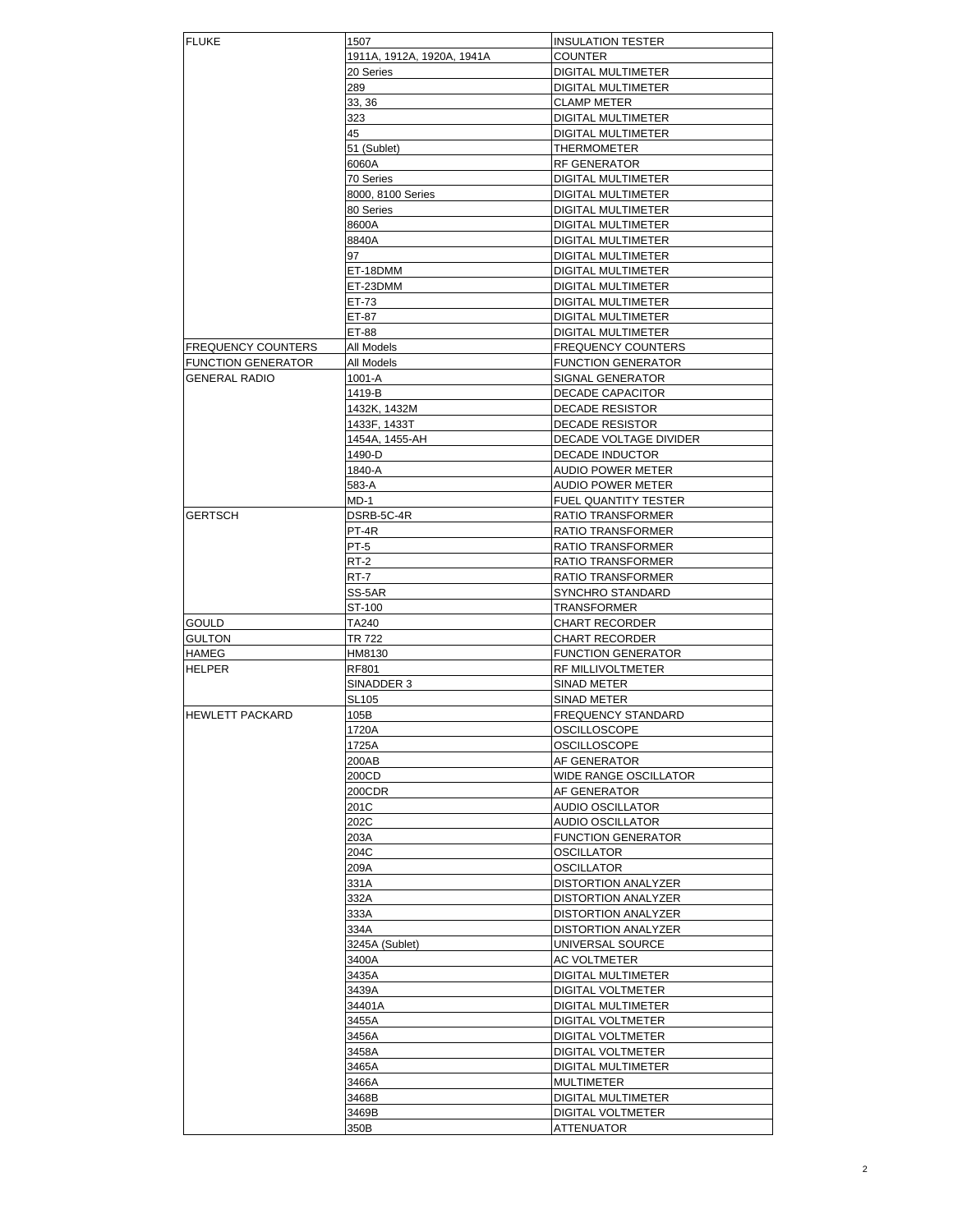| | | |
|---|---|---|
| FLUKE | 1507 | INSULATION TESTER |
| | 1911A, 1912A, 1920A, 1941A | COUNTER |
| | 20 Series | DIGITAL MULTIMETER |
| | 289 | DIGITAL MULTIMETER |
| | 33, 36 | CLAMP METER |
| | 323 | DIGITAL MULTIMETER |
| | 45 | DIGITAL MULTIMETER |
| | 51 (Sublet) | THERMOMETER |
| | 6060A | RF GENERATOR |
| | 70 Series | DIGITAL MULTIMETER |
| | 8000, 8100 Series | DIGITAL MULTIMETER |
| | 80 Series | DIGITAL MULTIMETER |
| | 8600A | DIGITAL MULTIMETER |
| | 8840A | DIGITAL MULTIMETER |
| | 97 | DIGITAL MULTIMETER |
| | ET-18DMM | DIGITAL MULTIMETER |
| | ET-23DMM | DIGITAL MULTIMETER |
| | ET-73 | DIGITAL MULTIMETER |
| | ET-87 | DIGITAL MULTIMETER |
| | ET-88 | DIGITAL MULTIMETER |
| FREQUENCY COUNTERS | All Models | FREQUENCY COUNTERS |
| FUNCTION GENERATOR | All Models | FUNCTION GENERATOR |
| GENERAL RADIO | 1001-A | SIGNAL GENERATOR |
| | 1419-B | DECADE CAPACITOR |
| | 1432K, 1432M | DECADE RESISTOR |
| | 1433F, 1433T | DECADE RESISTOR |
| | 1454A, 1455-AH | DECADE VOLTAGE DIVIDER |
| | 1490-D | DECADE INDUCTOR |
| | 1840-A | AUDIO POWER METER |
| | 583-A | AUDIO POWER METER |
| | MD-1 | FUEL QUANTITY TESTER |
| GERTSCH | DSRB-5C-4R | RATIO TRANSFORMER |
| | PT-4R | RATIO TRANSFORMER |
| | PT-5 | RATIO TRANSFORMER |
| | RT-2 | RATIO TRANSFORMER |
| | RT-7 | RATIO TRANSFORMER |
| | SS-5AR | SYNCHRO STANDARD |
| | ST-100 | TRANSFORMER |
| GOULD | TA240 | CHART RECORDER |
| GULTON | TR 722 | CHART RECORDER |
| HAMEG | HM8130 | FUNCTION GENERATOR |
| HELPER | RF801 | RF MILLIVOLTMETER |
| | SINADDER 3 | SINAD METER |
| | SL105 | SINAD METER |
| HEWLETT PACKARD | 105B | FREQUENCY STANDARD |
| | 1720A | OSCILLOSCOPE |
| | 1725A | OSCILLOSCOPE |
| | 200AB | AF GENERATOR |
| | 200CD | WIDE RANGE OSCILLATOR |
| | 200CDR | AF GENERATOR |
| | 201C | AUDIO OSCILLATOR |
| | 202C | AUDIO OSCILLATOR |
| | 203A | FUNCTION GENERATOR |
| | 204C | OSCILLATOR |
| | 209A | OSCILLATOR |
| | 331A | DISTORTION ANALYZER |
| | 332A | DISTORTION ANALYZER |
| | 333A | DISTORTION ANALYZER |
| | 334A | DISTORTION ANALYZER |
| | 3245A (Sublet) | UNIVERSAL SOURCE |
| | 3400A | AC VOLTMETER |
| | 3435A | DIGITAL MULTIMETER |
| | 3439A | DIGITAL VOLTMETER |
| | 34401A | DIGITAL MULTIMETER |
| | 3455A | DIGITAL VOLTMETER |
| | 3456A | DIGITAL VOLTMETER |
| | 3458A | DIGITAL VOLTMETER |
| | 3465A | DIGITAL MULTIMETER |
| | 3466A | MULTIMETER |
| | 3468B | DIGITAL MULTIMETER |
| | 3469B | DIGITAL VOLTMETER |
| | 350B | ATTENUATOR |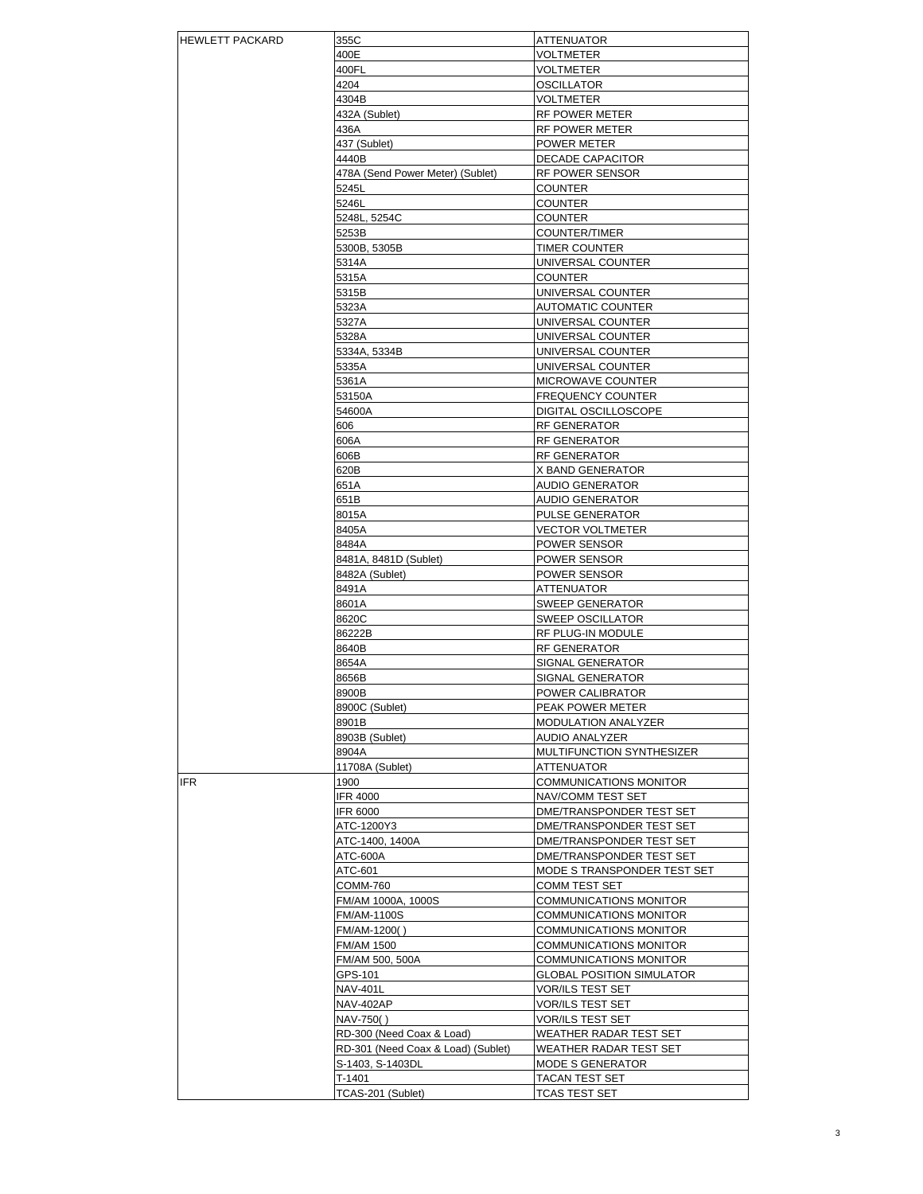| HEWLETT PACKARD | 355C | ATTENUATOR |
|---|---|---|
| | 400E | VOLTMETER |
| | 400FL | VOLTMETER |
| | 4204 | OSCILLATOR |
| | 4304B | VOLTMETER |
| | 432A (Sublet) | RF POWER METER |
| | 436A | RF POWER METER |
| | 437 (Sublet) | POWER METER |
| | 4440B | DECADE CAPACITOR |
| | 478A (Send Power Meter) (Sublet) | RF POWER SENSOR |
| | 5245L | COUNTER |
| | 5246L | COUNTER |
| | 5248L, 5254C | COUNTER |
| | 5253B | COUNTER/TIMER |
| | 5300B, 5305B | TIMER COUNTER |
| | 5314A | UNIVERSAL COUNTER |
| | 5315A | COUNTER |
| | 5315B | UNIVERSAL COUNTER |
| | 5323A | AUTOMATIC COUNTER |
| | 5327A | UNIVERSAL COUNTER |
| | 5328A | UNIVERSAL COUNTER |
| | 5334A, 5334B | UNIVERSAL COUNTER |
| | 5335A | UNIVERSAL COUNTER |
| | 5361A | MICROWAVE COUNTER |
| | 53150A | FREQUENCY COUNTER |
| | 54600A | DIGITAL OSCILLOSCOPE |
| | 606 | RF GENERATOR |
| | 606A | RF GENERATOR |
| | 606B | RF GENERATOR |
| | 620B | X BAND GENERATOR |
| | 651A | AUDIO GENERATOR |
| | 651B | AUDIO GENERATOR |
| | 8015A | PULSE GENERATOR |
| | 8405A | VECTOR VOLTMETER |
| | 8484A | POWER SENSOR |
| | 8481A, 8481D (Sublet) | POWER SENSOR |
| | 8482A (Sublet) | POWER SENSOR |
| | 8491A | ATTENUATOR |
| | 8601A | SWEEP GENERATOR |
| | 8620C | SWEEP OSCILLATOR |
| | 86222B | RF PLUG-IN MODULE |
| | 8640B | RF GENERATOR |
| | 8654A | SIGNAL GENERATOR |
| | 8656B | SIGNAL GENERATOR |
| | 8900B | POWER CALIBRATOR |
| | 8900C (Sublet) | PEAK POWER METER |
| | 8901B | MODULATION ANALYZER |
| | 8903B (Sublet) | AUDIO ANALYZER |
| | 8904A | MULTIFUNCTION SYNTHESIZER |
| | 11708A (Sublet) | ATTENUATOR |
| IFR | 1900 | COMMUNICATIONS MONITOR |
| | IFR 4000 | NAV/COMM TEST SET |
| | IFR 6000 | DME/TRANSPONDER TEST SET |
| | ATC-1200Y3 | DME/TRANSPONDER TEST SET |
| | ATC-1400, 1400A | DME/TRANSPONDER TEST SET |
| | ATC-600A | DME/TRANSPONDER TEST SET |
| | ATC-601 | MODE S TRANSPONDER TEST SET |
| | COMM-760 | COMM TEST SET |
| | FM/AM 1000A, 1000S | COMMUNICATIONS MONITOR |
| | FM/AM-1100S | COMMUNICATIONS MONITOR |
| | FM/AM-1200( ) | COMMUNICATIONS MONITOR |
| | FM/AM 1500 | COMMUNICATIONS MONITOR |
| | FM/AM 500, 500A | COMMUNICATIONS MONITOR |
| | GPS-101 | GLOBAL POSITION SIMULATOR |
| | NAV-401L | VOR/ILS TEST SET |
| | NAV-402AP | VOR/ILS TEST SET |
| | NAV-750( ) | VOR/ILS TEST SET |
| | RD-300 (Need Coax & Load) | WEATHER RADAR TEST SET |
| | RD-301 (Need Coax & Load) (Sublet) | WEATHER RADAR TEST SET |
| | S-1403, S-1403DL | MODE S GENERATOR |
| | T-1401 | TACAN TEST SET |
| | TCAS-201 (Sublet) | TCAS TEST SET |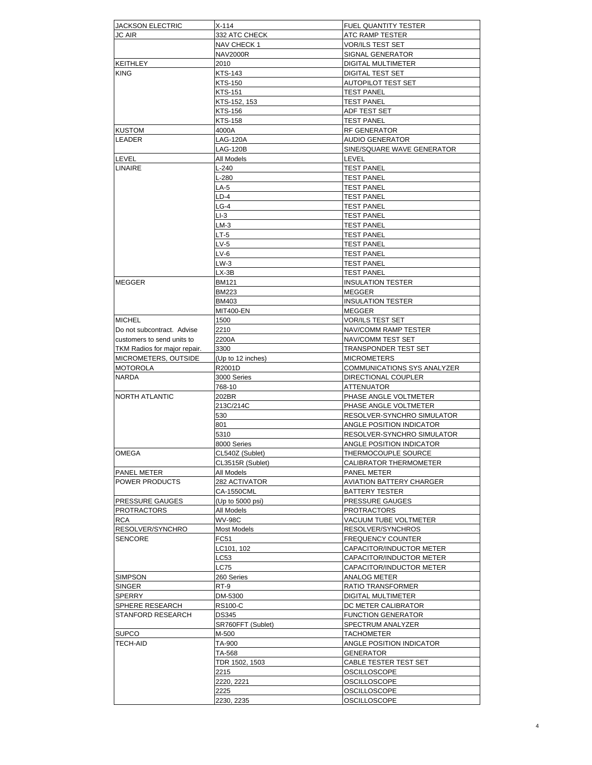| JACKSON ELECTRIC | X-114 | FUEL QUANTITY TESTER |
|---|---|---|
| JC AIR | 332 ATC CHECK | ATC RAMP TESTER |
| | NAV CHECK 1 | VOR/ILS TEST SET |
| | NAV2000R | SIGNAL GENERATOR |
| KEITHLEY | 2010 | DIGITAL MULTIMETER |
| KING | KTS-143 | DIGITAL TEST SET |
| | KTS-150 | AUTOPILOT TEST SET |
| | KTS-151 | TEST PANEL |
| | KTS-152, 153 | TEST PANEL |
| | KTS-156 | ADF TEST SET |
| | KTS-158 | TEST PANEL |
| KUSTOM | 4000A | RF GENERATOR |
| LEADER | LAG-120A | AUDIO GENERATOR |
| | LAG-120B | SINE/SQUARE WAVE GENERATOR |
| LEVEL | All Models | LEVEL |
| LINAIRE | L-240 | TEST PANEL |
| | L-280 | TEST PANEL |
| | LA-5 | TEST PANEL |
| | LD-4 | TEST PANEL |
| | LG-4 | TEST PANEL |
| | LI-3 | TEST PANEL |
| | LM-3 | TEST PANEL |
| | LT-5 | TEST PANEL |
| | LV-5 | TEST PANEL |
| | LV-6 | TEST PANEL |
| | LW-3 | TEST PANEL |
| | LX-3B | TEST PANEL |
| MEGGER | BM121 | INSULATION TESTER |
| | BM223 | MEGGER |
| | BM403 | INSULATION TESTER |
| | MIT400-EN | MEGGER |
| MICHEL | 1500 | VOR/ILS TEST SET |
| Do not subcontract. Advise | 2210 | NAV/COMM RAMP TESTER |
| customers to send units to | 2200A | NAV/COMM TEST SET |
| TKM Radios for major repair. | 3300 | TRANSPONDER TEST SET |
| MICROMETERS, OUTSIDE | (Up to 12 inches) | MICROMETERS |
| MOTOROLA | R2001D | COMMUNICATIONS SYS ANALYZER |
| NARDA | 3000 Series | DIRECTIONAL COUPLER |
| | 768-10 | ATTENUATOR |
| NORTH ATLANTIC | 202BR | PHASE ANGLE VOLTMETER |
| | 213C/214C | PHASE ANGLE VOLTMETER |
| | 530 | RESOLVER-SYNCHRO SIMULATOR |
| | 801 | ANGLE POSITION INDICATOR |
| | 5310 | RESOLVER-SYNCHRO SIMULATOR |
| | 8000 Series | ANGLE POSITION INDICATOR |
| OMEGA | CL540Z (Sublet) | THERMOCOUPLE SOURCE |
| | CL3515R (Sublet) | CALIBRATOR THERMOMETER |
| PANEL METER | All Models | PANEL METER |
| POWER PRODUCTS | 282 ACTIVATOR | AVIATION BATTERY CHARGER |
| | CA-1550CML | BATTERY TESTER |
| PRESSURE GAUGES | (Up to 5000 psi) | PRESSURE GAUGES |
| PROTRACTORS | All Models | PROTRACTORS |
| RCA | WV-98C | VACUUM TUBE VOLTMETER |
| RESOLVER/SYNCHRO | Most Models | RESOLVER/SYNCHROS |
| SENCORE | FC51 | FREQUENCY COUNTER |
| | LC101, 102 | CAPACITOR/INDUCTOR METER |
| | LC53 | CAPACITOR/INDUCTOR METER |
| | LC75 | CAPACITOR/INDUCTOR METER |
| SIMPSON | 260 Series | ANALOG METER |
| SINGER | RT-9 | RATIO TRANSFORMER |
| SPERRY | DM-5300 | DIGITAL MULTIMETER |
| SPHERE RESEARCH | RS100-C | DC METER CALIBRATOR |
| STANFORD RESEARCH | DS345 | FUNCTION GENERATOR |
| | SR760FFT (Sublet) | SPECTRUM ANALYZER |
| SUPCO | M-500 | TACHOMETER |
| TECH-AID | TA-900 | ANGLE POSITION INDICATOR |
| | TA-568 | GENERATOR |
| | TDR 1502, 1503 | CABLE TESTER TEST SET |
| | 2215 | OSCILLOSCOPE |
| | 2220, 2221 | OSCILLOSCOPE |
| | 2225 | OSCILLOSCOPE |
| | 2230, 2235 | OSCILLOSCOPE |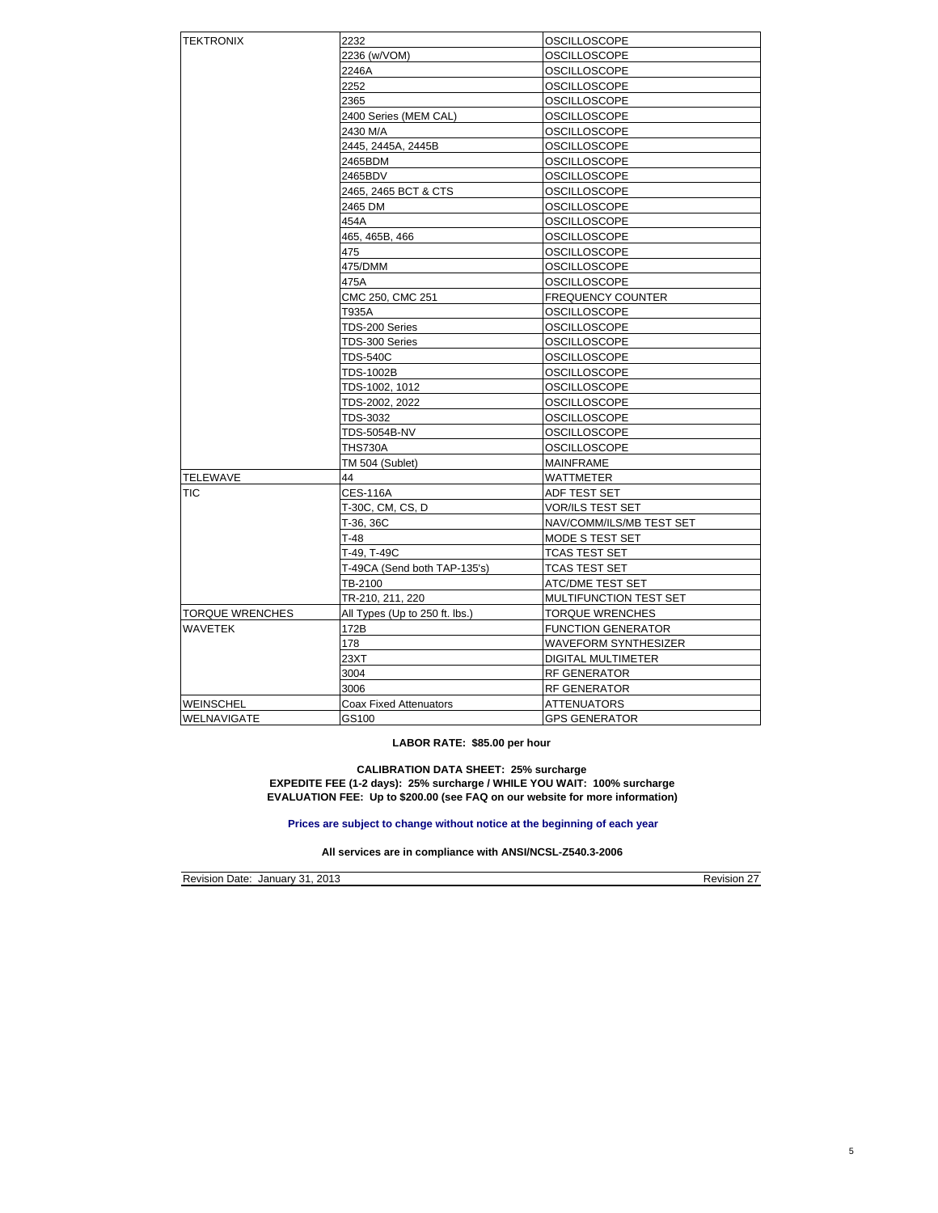| | | |
|---|---|---|
| TEKTRONIX | 2232 | OSCILLOSCOPE |
| | 2236 (w/VOM) | OSCILLOSCOPE |
| | 2246A | OSCILLOSCOPE |
| | 2252 | OSCILLOSCOPE |
| | 2365 | OSCILLOSCOPE |
| | 2400 Series (MEM CAL) | OSCILLOSCOPE |
| | 2430 M/A | OSCILLOSCOPE |
| | 2445, 2445A, 2445B | OSCILLOSCOPE |
| | 2465BDM | OSCILLOSCOPE |
| | 2465BDV | OSCILLOSCOPE |
| | 2465, 2465 BCT & CTS | OSCILLOSCOPE |
| | 2465 DM | OSCILLOSCOPE |
| | 454A | OSCILLOSCOPE |
| | 465, 465B, 466 | OSCILLOSCOPE |
| | 475 | OSCILLOSCOPE |
| | 475/DMM | OSCILLOSCOPE |
| | 475A | OSCILLOSCOPE |
| | CMC 250, CMC 251 | FREQUENCY COUNTER |
| | T935A | OSCILLOSCOPE |
| | TDS-200 Series | OSCILLOSCOPE |
| | TDS-300 Series | OSCILLOSCOPE |
| | TDS-540C | OSCILLOSCOPE |
| | TDS-1002B | OSCILLOSCOPE |
| | TDS-1002, 1012 | OSCILLOSCOPE |
| | TDS-2002, 2022 | OSCILLOSCOPE |
| | TDS-3032 | OSCILLOSCOPE |
| | TDS-5054B-NV | OSCILLOSCOPE |
| | THS730A | OSCILLOSCOPE |
| | TM 504 (Sublet) | MAINFRAME |
| TELEWAVE | 44 | WATTMETER |
| TIC | CES-116A | ADF TEST SET |
| | T-30C, CM, CS, D | VOR/ILS TEST SET |
| | T-36, 36C | NAV/COMM/ILS/MB TEST SET |
| | T-48 | MODE S TEST SET |
| | T-49, T-49C | TCAS TEST SET |
| | T-49CA (Send both TAP-135's) | TCAS TEST SET |
| | TB-2100 | ATC/DME TEST SET |
| | TR-210, 211, 220 | MULTIFUNCTION TEST SET |
| TORQUE WRENCHES | All Types (Up to 250 ft. lbs.) | TORQUE WRENCHES |
| WAVETEK | 172B | FUNCTION GENERATOR |
| | 178 | WAVEFORM SYNTHESIZER |
| | 23XT | DIGITAL MULTIMETER |
| | 3004 | RF GENERATOR |
| | 3006 | RF GENERATOR |
| WEINSCHEL | Coax Fixed Attenuators | ATTENUATORS |
| WELNAVIGATE | GS100 | GPS GENERATOR |

**LABOR RATE: $85.00 per hour**

**CALIBRATION DATA SHEET: 25% surcharge**
**EXPEDITE FEE (1-2 days): 25% surcharge / WHILE YOU WAIT: 100% surcharge**
**EVALUATION FEE: Up to $200.00 (see FAQ on our website for more information)**

**Prices are subject to change without notice at the beginning of each year**

**All services are in compliance with ANSI/NCSL-Z540.3-2006**

Revision Date: January 31, 2013 Revision 27